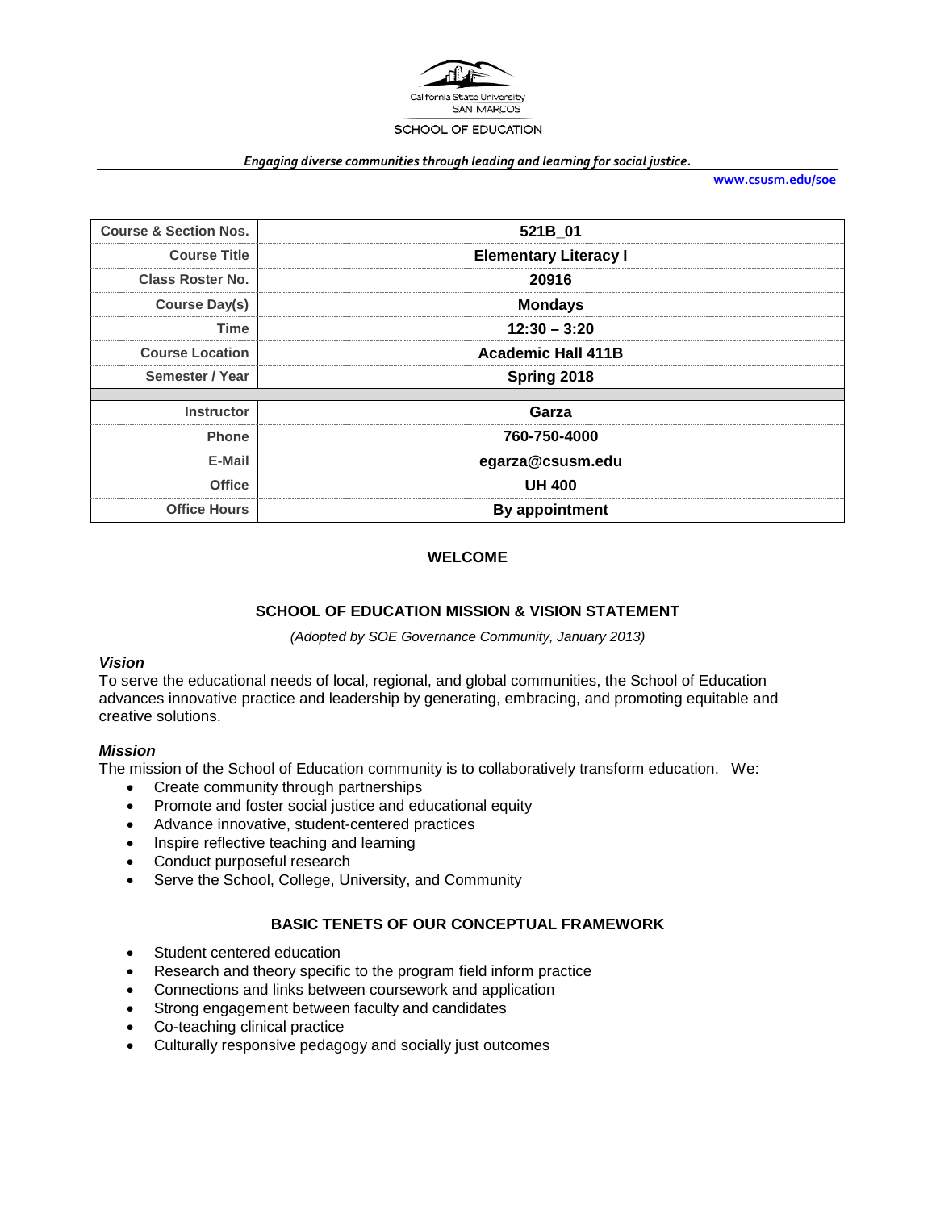California State University SAN MARCOS

SCHOOL OF EDUCATION

***Engaging diverse communities through leading and learning for social justice.***

**www.csusm.edu/soe**

| | |
|---|---|
| **Course & Section Nos.** | **521B_01** |
| **Course Title** | **Elementary Literacy I** |
| **Class Roster No.** | **20916** |
| **Course Day(s)** | **Mondays** |
| **Time** | **12:30 – 3:20** |
| **Course Location** | **Academic Hall 411B** |
| **Semester / Year** | **Spring 2018** |
| | |
| **Instructor** | **Garza** |
| **Phone** | **760-750-4000** |
| **E-Mail** | **egarza@csusm.edu** |
| **Office** | **UH 400** |
| **Office Hours** | **By appointment** |

## WELCOME

## SCHOOL OF EDUCATION MISSION & VISION STATEMENT

*(Adopted by SOE Governance Community, January 2013)*

### *Vision*

To serve the educational needs of local, regional, and global communities, the School of Education advances innovative practice and leadership by generating, embracing, and promoting equitable and creative solutions.

### *Mission*

The mission of the School of Education community is to collaboratively transform education. We:

- Create community through partnerships
- Promote and foster social justice and educational equity
- Advance innovative, student-centered practices
- Inspire reflective teaching and learning
- Conduct purposeful research
- Serve the School, College, University, and Community

## BASIC TENETS OF OUR CONCEPTUAL FRAMEWORK

- Student centered education
- Research and theory specific to the program field inform practice
- Connections and links between coursework and application
- Strong engagement between faculty and candidates
- Co-teaching clinical practice
- Culturally responsive pedagogy and socially just outcomes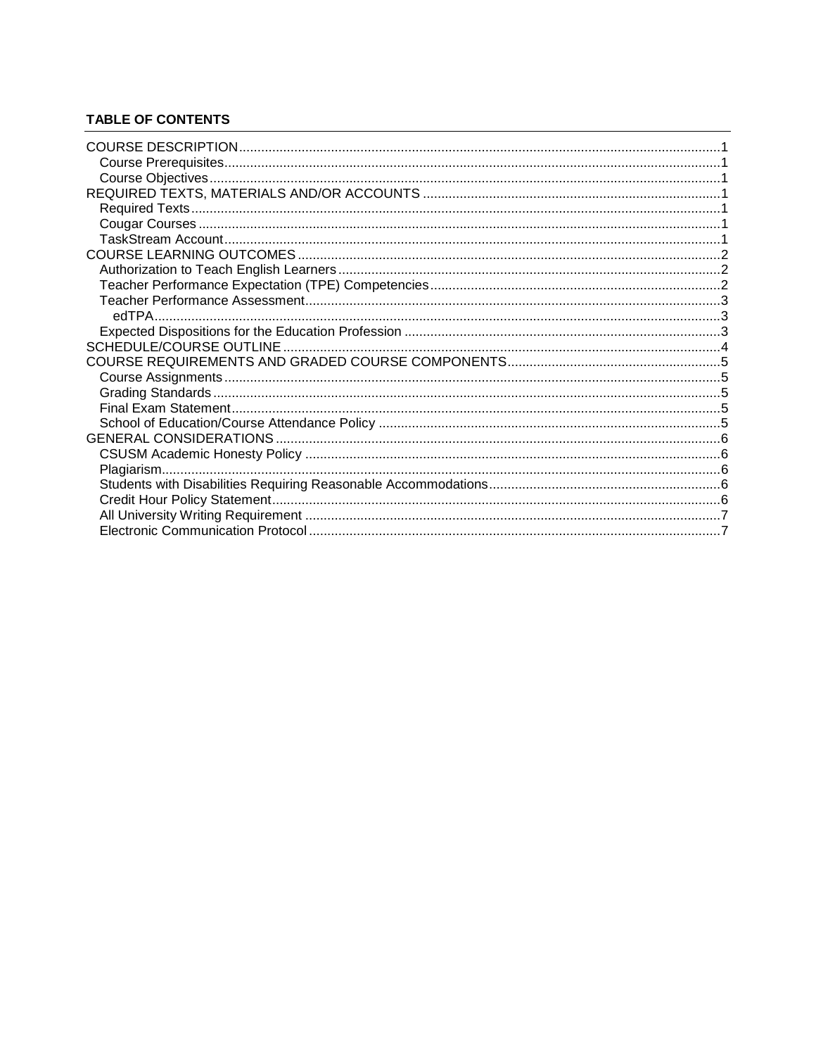**TABLE OF CONTENTS**

COURSE DESCRIPTION ..... 1
- Course Prerequisites ..... 1
- Course Objectives ..... 1

REQUIRED TEXTS, MATERIALS AND/OR ACCOUNTS ..... 1
- Required Texts ..... 1
- Cougar Courses ..... 1
- TaskStream Account ..... 1

COURSE LEARNING OUTCOMES ..... 2
- Authorization to Teach English Learners ..... 2
- Teacher Performance Expectation (TPE) Competencies ..... 2
- Teacher Performance Assessment ..... 3
  - edTPA ..... 3
- Expected Dispositions for the Education Profession ..... 3

SCHEDULE/COURSE OUTLINE ..... 4

COURSE REQUIREMENTS AND GRADED COURSE COMPONENTS ..... 5
- Course Assignments ..... 5
- Grading Standards ..... 5
- Final Exam Statement ..... 5
- School of Education/Course Attendance Policy ..... 5

GENERAL CONSIDERATIONS ..... 6
- CSUSM Academic Honesty Policy ..... 6
- Plagiarism ..... 6
- Students with Disabilities Requiring Reasonable Accommodations ..... 6
- Credit Hour Policy Statement ..... 6
- All University Writing Requirement ..... 7
- Electronic Communication Protocol ..... 7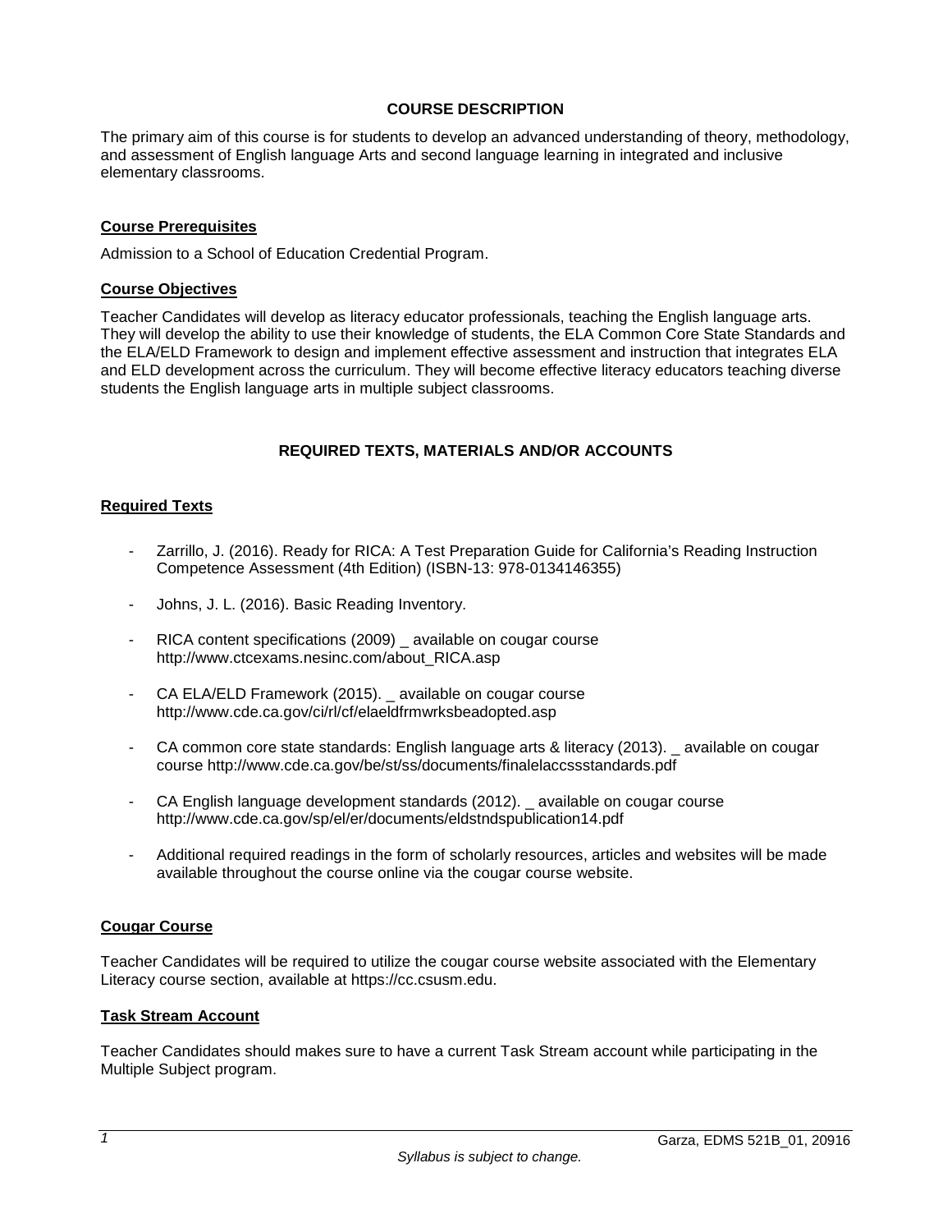## COURSE DESCRIPTION

The primary aim of this course is for students to develop an advanced understanding of theory, methodology, and assessment of English language Arts and second language learning in integrated and inclusive elementary classrooms.

### Course Prerequisites

Admission to a School of Education Credential Program.

### Course Objectives

Teacher Candidates will develop as literacy educator professionals, teaching the English language arts. They will develop the ability to use their knowledge of students, the ELA Common Core State Standards and the ELA/ELD Framework to design and implement effective assessment and instruction that integrates ELA and ELD development across the curriculum. They will become effective literacy educators teaching diverse students the English language arts in multiple subject classrooms.

## REQUIRED TEXTS, MATERIALS AND/OR ACCOUNTS

### Required Texts

- Zarrillo, J. (2016). Ready for RICA: A Test Preparation Guide for California's Reading Instruction Competence Assessment (4th Edition) (ISBN-13: 978-0134146355)
- Johns, J. L. (2016). Basic Reading Inventory.
- RICA content specifications (2009) _ available on cougar course http://www.ctcexams.nesinc.com/about_RICA.asp
- CA ELA/ELD Framework (2015). _ available on cougar course http://www.cde.ca.gov/ci/rl/cf/elaeldfrmwrksbeadopted.asp
- CA common core state standards: English language arts & literacy (2013). _ available on cougar course http://www.cde.ca.gov/be/st/ss/documents/finalelaccssstandards.pdf
- CA English language development standards (2012). _ available on cougar course http://www.cde.ca.gov/sp/el/er/documents/eldstndspublication14.pdf
- Additional required readings in the form of scholarly resources, articles and websites will be made available throughout the course online via the cougar course website.

### Cougar Course

Teacher Candidates will be required to utilize the cougar course website associated with the Elementary Literacy course section, available at https://cc.csusm.edu.

### Task Stream Account

Teacher Candidates should makes sure to have a current Task Stream account while participating in the Multiple Subject program.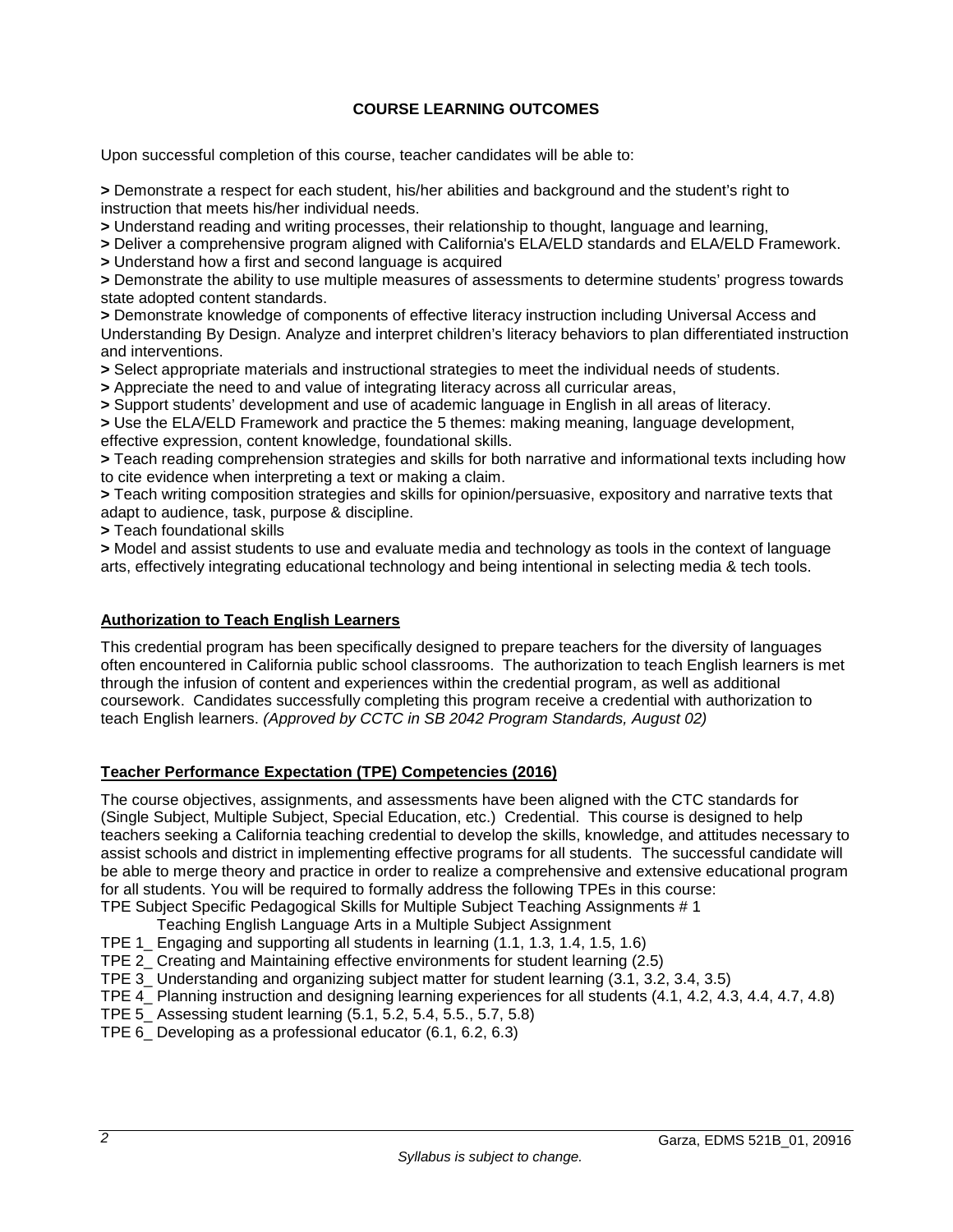## COURSE LEARNING OUTCOMES

Upon successful completion of this course, teacher candidates will be able to:

**>** Demonstrate a respect for each student, his/her abilities and background and the student's right to instruction that meets his/her individual needs.
**>** Understand reading and writing processes, their relationship to thought, language and learning,
**>** Deliver a comprehensive program aligned with California's ELA/ELD standards and ELA/ELD Framework.
**>** Understand how a first and second language is acquired
**>** Demonstrate the ability to use multiple measures of assessments to determine students' progress towards state adopted content standards.
**>** Demonstrate knowledge of components of effective literacy instruction including Universal Access and Understanding By Design. Analyze and interpret children's literacy behaviors to plan differentiated instruction and interventions.
**>** Select appropriate materials and instructional strategies to meet the individual needs of students.
**>** Appreciate the need to and value of integrating literacy across all curricular areas,
**>** Support students' development and use of academic language in English in all areas of literacy.
**>** Use the ELA/ELD Framework and practice the 5 themes: making meaning, language development, effective expression, content knowledge, foundational skills.
**>** Teach reading comprehension strategies and skills for both narrative and informational texts including how to cite evidence when interpreting a text or making a claim.
**>** Teach writing composition strategies and skills for opinion/persuasive, expository and narrative texts that adapt to audience, task, purpose & discipline.
**>** Teach foundational skills
**>** Model and assist students to use and evaluate media and technology as tools in the context of language arts, effectively integrating educational technology and being intentional in selecting media & tech tools.

### Authorization to Teach English Learners

This credential program has been specifically designed to prepare teachers for the diversity of languages often encountered in California public school classrooms. The authorization to teach English learners is met through the infusion of content and experiences within the credential program, as well as additional coursework. Candidates successfully completing this program receive a credential with authorization to teach English learners. *(Approved by CCTC in SB 2042 Program Standards, August 02)*

### Teacher Performance Expectation (TPE) Competencies (2016)

The course objectives, assignments, and assessments have been aligned with the CTC standards for (Single Subject, Multiple Subject, Special Education, etc.) Credential. This course is designed to help teachers seeking a California teaching credential to develop the skills, knowledge, and attitudes necessary to assist schools and district in implementing effective programs for all students. The successful candidate will be able to merge theory and practice in order to realize a comprehensive and extensive educational program for all students. You will be required to formally address the following TPEs in this course:
TPE Subject Specific Pedagogical Skills for Multiple Subject Teaching Assignments # 1
Teaching English Language Arts in a Multiple Subject Assignment
TPE 1_ Engaging and supporting all students in learning (1.1, 1.3, 1.4, 1.5, 1.6)
TPE 2_ Creating and Maintaining effective environments for student learning (2.5)
TPE 3_ Understanding and organizing subject matter for student learning (3.1, 3.2, 3.4, 3.5)
TPE 4_ Planning instruction and designing learning experiences for all students (4.1, 4.2, 4.3, 4.4, 4.7, 4.8)
TPE 5_ Assessing student learning (5.1, 5.2, 5.4, 5.5., 5.7, 5.8)
TPE 6_ Developing as a professional educator (6.1, 6.2, 6.3)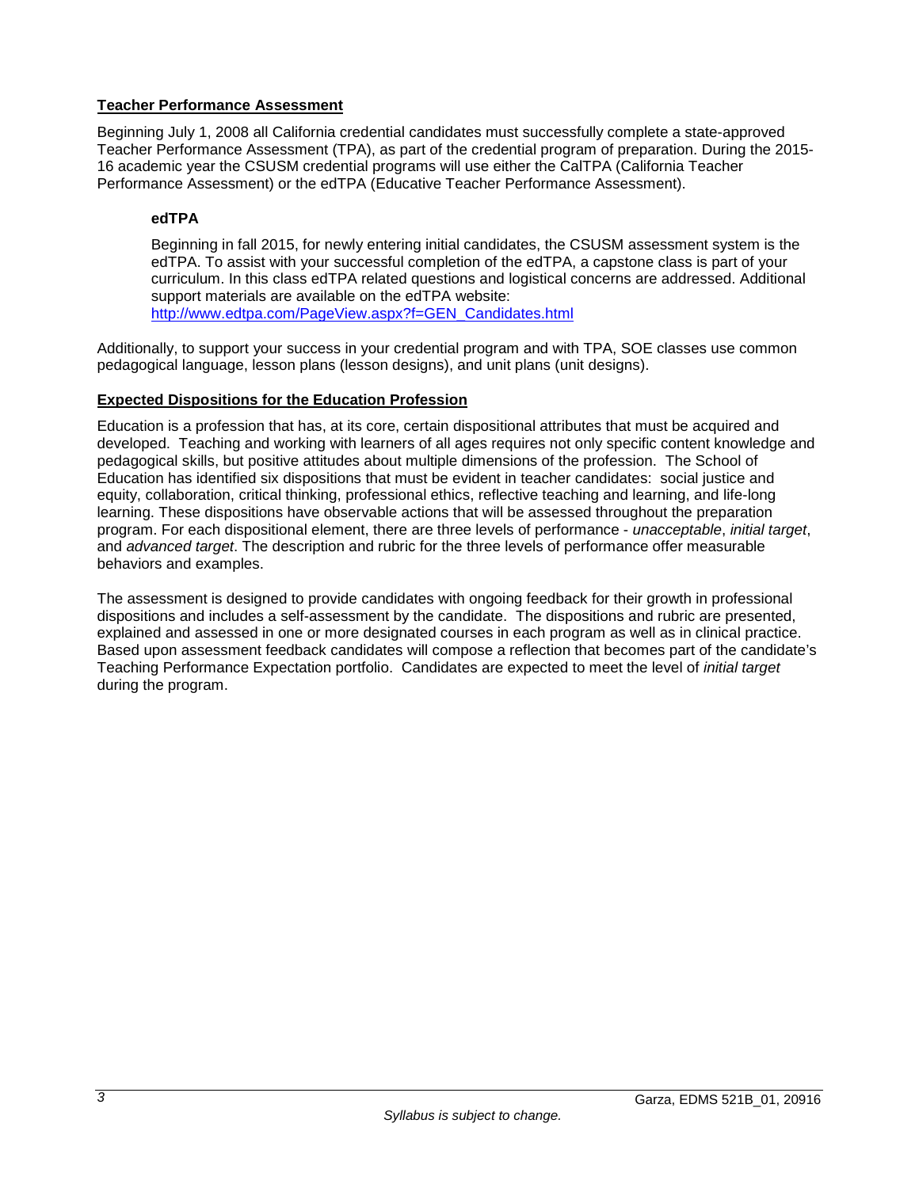## Teacher Performance Assessment

Beginning July 1, 2008 all California credential candidates must successfully complete a state-approved Teacher Performance Assessment (TPA), as part of the credential program of preparation. During the 2015-16 academic year the CSUSM credential programs will use either the CalTPA (California Teacher Performance Assessment) or the edTPA (Educative Teacher Performance Assessment).

### edTPA

Beginning in fall 2015, for newly entering initial candidates, the CSUSM assessment system is the edTPA. To assist with your successful completion of the edTPA, a capstone class is part of your curriculum. In this class edTPA related questions and logistical concerns are addressed. Additional support materials are available on the edTPA website:
http://www.edtpa.com/PageView.aspx?f=GEN_Candidates.html

Additionally, to support your success in your credential program and with TPA, SOE classes use common pedagogical language, lesson plans (lesson designs), and unit plans (unit designs).

## Expected Dispositions for the Education Profession

Education is a profession that has, at its core, certain dispositional attributes that must be acquired and developed. Teaching and working with learners of all ages requires not only specific content knowledge and pedagogical skills, but positive attitudes about multiple dimensions of the profession. The School of Education has identified six dispositions that must be evident in teacher candidates: social justice and equity, collaboration, critical thinking, professional ethics, reflective teaching and learning, and life-long learning. These dispositions have observable actions that will be assessed throughout the preparation program. For each dispositional element, there are three levels of performance - *unacceptable*, *initial target*, and *advanced target*. The description and rubric for the three levels of performance offer measurable behaviors and examples.

The assessment is designed to provide candidates with ongoing feedback for their growth in professional dispositions and includes a self-assessment by the candidate. The dispositions and rubric are presented, explained and assessed in one or more designated courses in each program as well as in clinical practice. Based upon assessment feedback candidates will compose a reflection that becomes part of the candidate's Teaching Performance Expectation portfolio. Candidates are expected to meet the level of *initial target* during the program.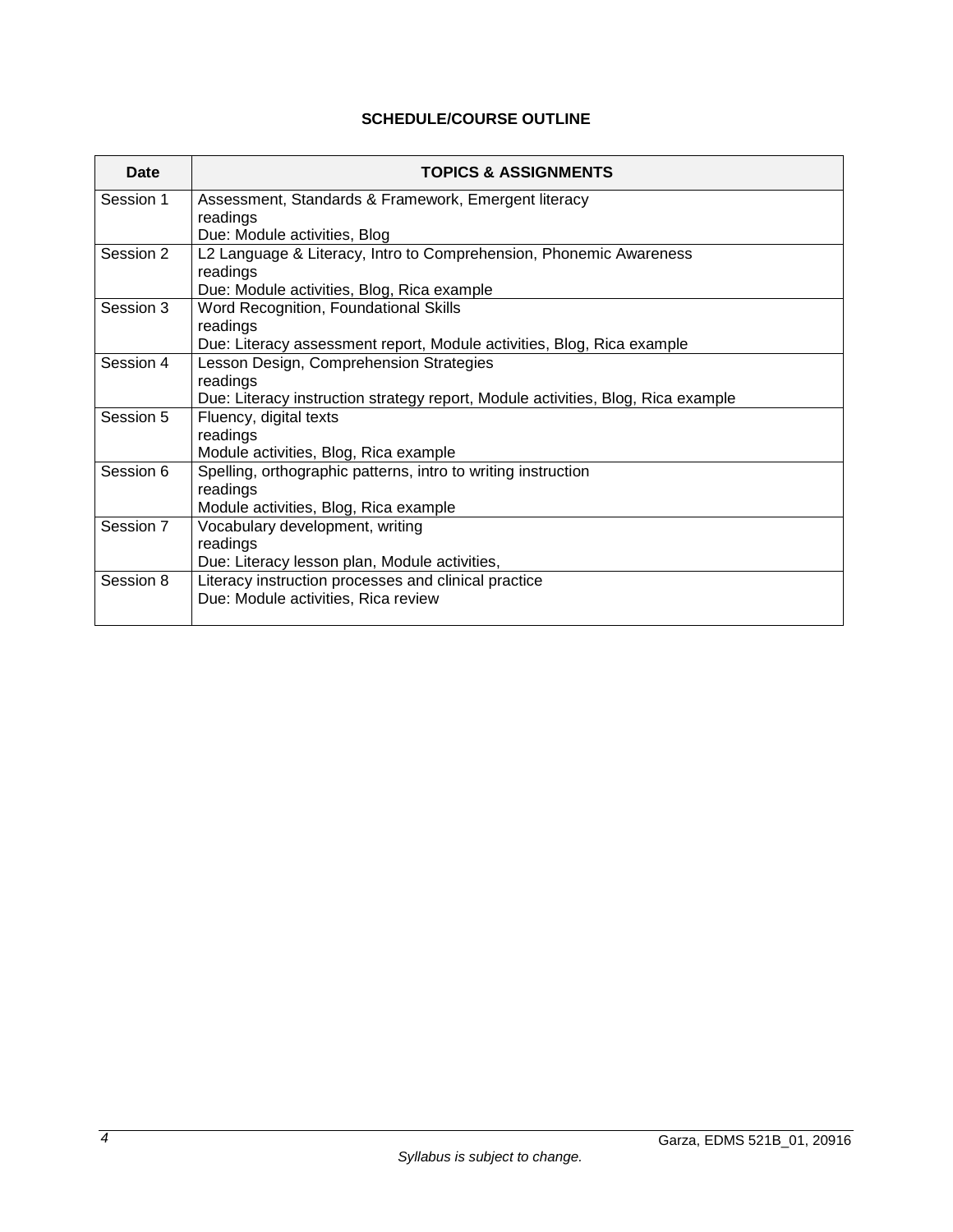**SCHEDULE/COURSE OUTLINE**

| Date | TOPICS & ASSIGNMENTS |
|---|---|
| Session 1 | Assessment, Standards & Framework, Emergent literacy<br>readings<br>Due: Module activities, Blog |
| Session 2 | L2 Language & Literacy, Intro to Comprehension, Phonemic Awareness<br>readings<br>Due: Module activities, Blog, Rica example |
| Session 3 | Word Recognition, Foundational Skills<br>readings<br>Due: Literacy assessment report, Module activities, Blog, Rica example |
| Session 4 | Lesson Design, Comprehension Strategies<br>readings<br>Due: Literacy instruction strategy report, Module activities, Blog, Rica example |
| Session 5 | Fluency, digital texts<br>readings<br>Module activities, Blog, Rica example |
| Session 6 | Spelling, orthographic patterns, intro to writing instruction<br>readings<br>Module activities, Blog, Rica example |
| Session 7 | Vocabulary development, writing<br>readings<br>Due: Literacy lesson plan, Module activities, |
| Session 8 | Literacy instruction processes and clinical practice<br>Due: Module activities, Rica review |

*Syllabus is subject to change.*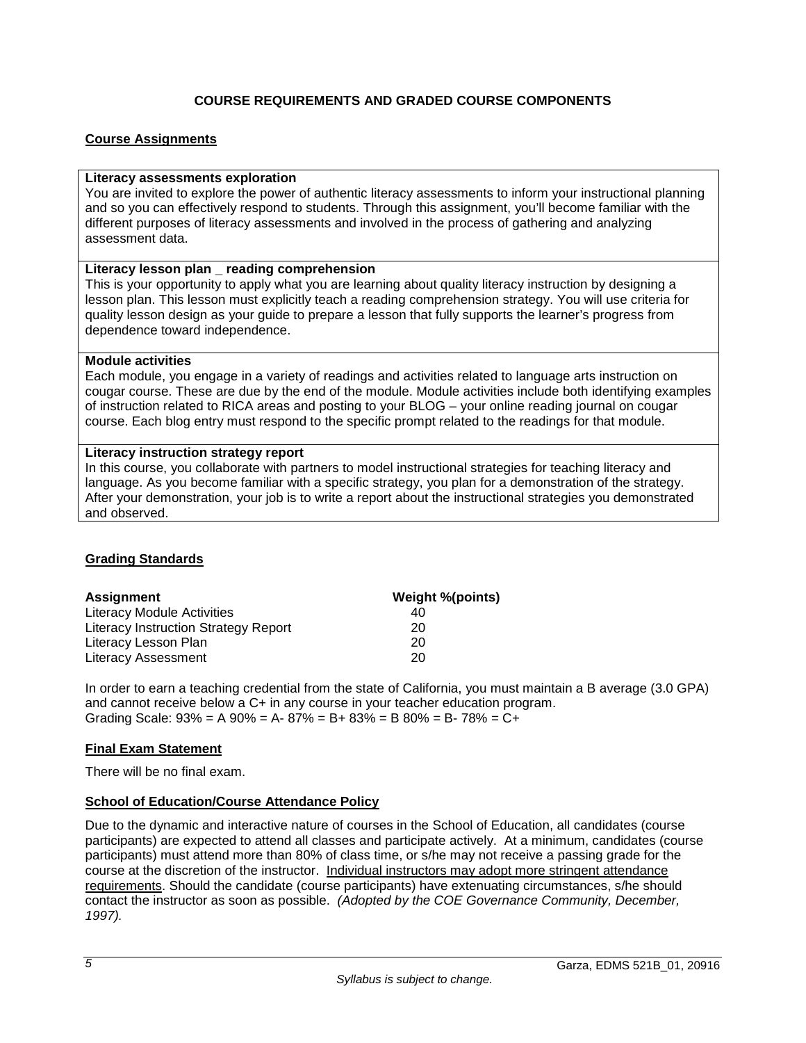## COURSE REQUIREMENTS AND GRADED COURSE COMPONENTS

### Course Assignments

**Literacy assessments exploration**
You are invited to explore the power of authentic literacy assessments to inform your instructional planning and so you can effectively respond to students. Through this assignment, you'll become familiar with the different purposes of literacy assessments and involved in the process of gathering and analyzing assessment data.

**Literacy lesson plan _ reading comprehension**
This is your opportunity to apply what you are learning about quality literacy instruction by designing a lesson plan. This lesson must explicitly teach a reading comprehension strategy. You will use criteria for quality lesson design as your guide to prepare a lesson that fully supports the learner's progress from dependence toward independence.

**Module activities**
Each module, you engage in a variety of readings and activities related to language arts instruction on cougar course. These are due by the end of the module. Module activities include both identifying examples of instruction related to RICA areas and posting to your BLOG – your online reading journal on cougar course. Each blog entry must respond to the specific prompt related to the readings for that module.

**Literacy instruction strategy report**
In this course, you collaborate with partners to model instructional strategies for teaching literacy and language. As you become familiar with a specific strategy, you plan for a demonstration of the strategy. After your demonstration, your job is to write a report about the instructional strategies you demonstrated and observed.

### Grading Standards

| Assignment | Weight %(points) |
|---|---|
| Literacy Module Activities | 40 |
| Literacy Instruction Strategy Report | 20 |
| Literacy Lesson Plan | 20 |
| Literacy Assessment | 20 |

In order to earn a teaching credential from the state of California, you must maintain a B average (3.0 GPA) and cannot receive below a C+ in any course in your teacher education program.
Grading Scale: 93% = A 90% = A- 87% = B+ 83% = B 80% = B- 78% = C+

### Final Exam Statement

There will be no final exam.

### School of Education/Course Attendance Policy

Due to the dynamic and interactive nature of courses in the School of Education, all candidates (course participants) are expected to attend all classes and participate actively. At a minimum, candidates (course participants) must attend more than 80% of class time, or s/he may not receive a passing grade for the course at the discretion of the instructor. Individual instructors may adopt more stringent attendance requirements. Should the candidate (course participants) have extenuating circumstances, s/he should contact the instructor as soon as possible. *(Adopted by the COE Governance Community, December, 1997).*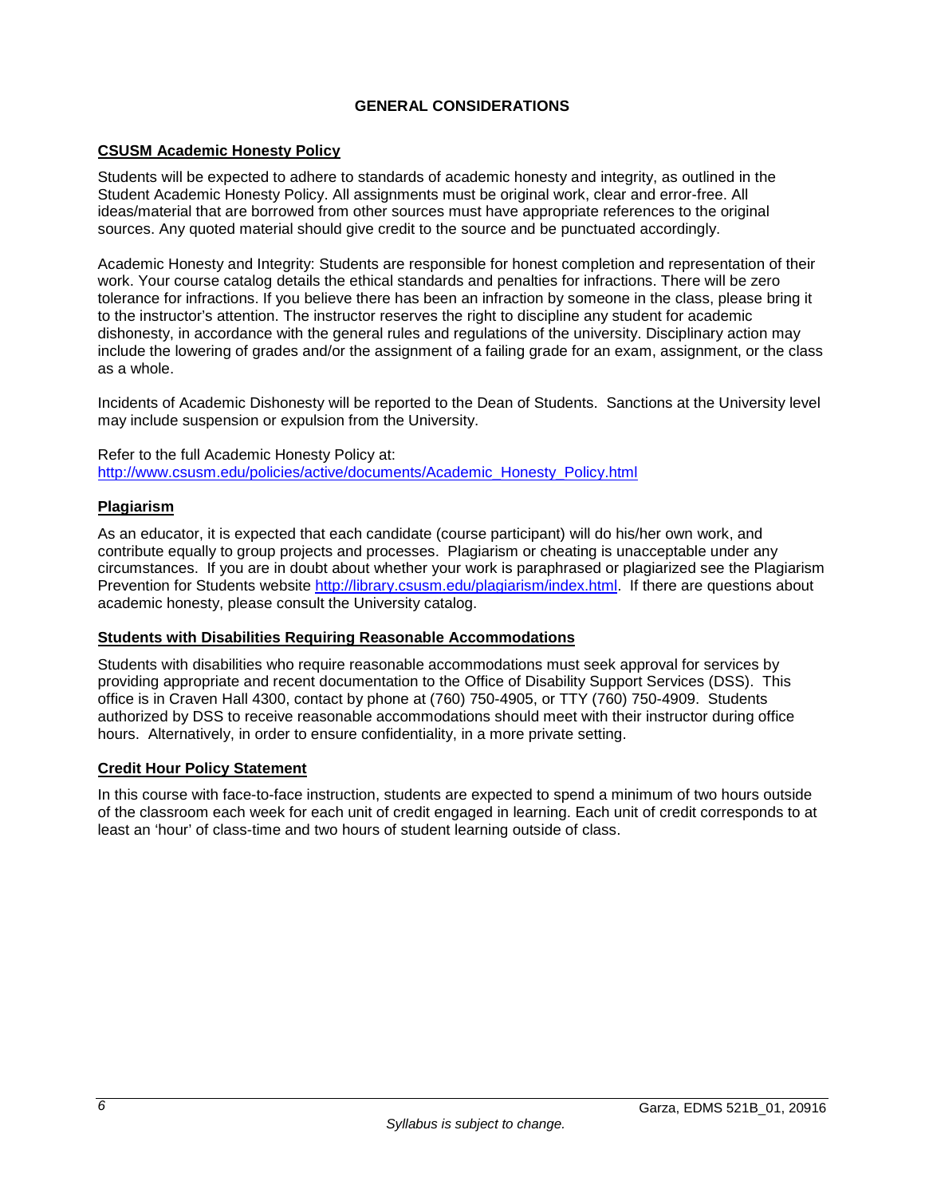## GENERAL CONSIDERATIONS

### CSUSM Academic Honesty Policy

Students will be expected to adhere to standards of academic honesty and integrity, as outlined in the Student Academic Honesty Policy. All assignments must be original work, clear and error-free. All ideas/material that are borrowed from other sources must have appropriate references to the original sources. Any quoted material should give credit to the source and be punctuated accordingly.

Academic Honesty and Integrity: Students are responsible for honest completion and representation of their work. Your course catalog details the ethical standards and penalties for infractions. There will be zero tolerance for infractions. If you believe there has been an infraction by someone in the class, please bring it to the instructor's attention. The instructor reserves the right to discipline any student for academic dishonesty, in accordance with the general rules and regulations of the university. Disciplinary action may include the lowering of grades and/or the assignment of a failing grade for an exam, assignment, or the class as a whole.

Incidents of Academic Dishonesty will be reported to the Dean of Students. Sanctions at the University level may include suspension or expulsion from the University.

Refer to the full Academic Honesty Policy at:
http://www.csusm.edu/policies/active/documents/Academic_Honesty_Policy.html

### Plagiarism

As an educator, it is expected that each candidate (course participant) will do his/her own work, and contribute equally to group projects and processes. Plagiarism or cheating is unacceptable under any circumstances. If you are in doubt about whether your work is paraphrased or plagiarized see the Plagiarism Prevention for Students website http://library.csusm.edu/plagiarism/index.html. If there are questions about academic honesty, please consult the University catalog.

### Students with Disabilities Requiring Reasonable Accommodations

Students with disabilities who require reasonable accommodations must seek approval for services by providing appropriate and recent documentation to the Office of Disability Support Services (DSS). This office is in Craven Hall 4300, contact by phone at (760) 750-4905, or TTY (760) 750-4909. Students authorized by DSS to receive reasonable accommodations should meet with their instructor during office hours. Alternatively, in order to ensure confidentiality, in a more private setting.

### Credit Hour Policy Statement

In this course with face-to-face instruction, students are expected to spend a minimum of two hours outside of the classroom each week for each unit of credit engaged in learning. Each unit of credit corresponds to at least an 'hour' of class-time and two hours of student learning outside of class.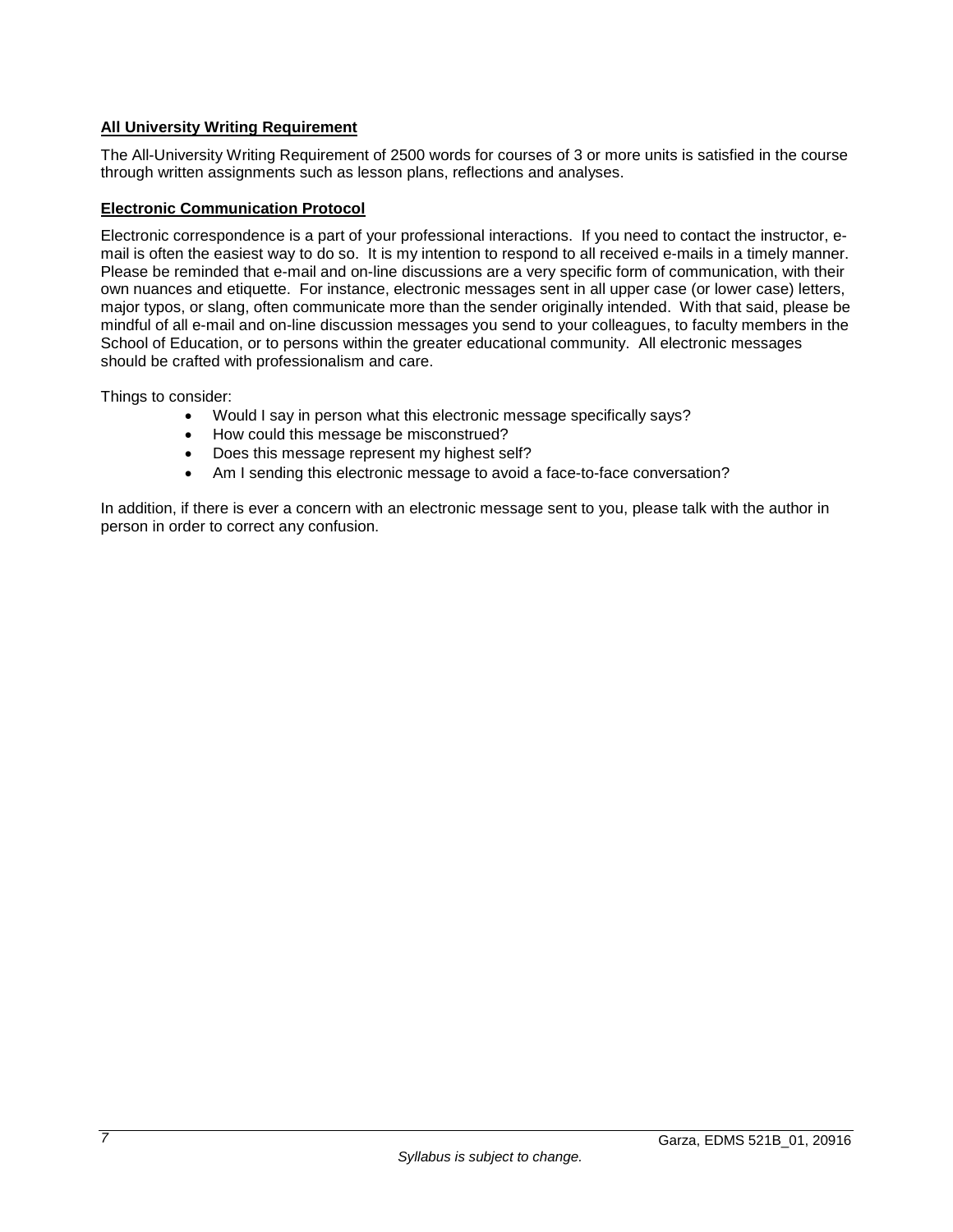**All University Writing Requirement**

The All-University Writing Requirement of 2500 words for courses of 3 or more units is satisfied in the course through written assignments such as lesson plans, reflections and analyses.

**Electronic Communication Protocol**

Electronic correspondence is a part of your professional interactions. If you need to contact the instructor, e-mail is often the easiest way to do so. It is my intention to respond to all received e-mails in a timely manner. Please be reminded that e-mail and on-line discussions are a very specific form of communication, with their own nuances and etiquette. For instance, electronic messages sent in all upper case (or lower case) letters, major typos, or slang, often communicate more than the sender originally intended. With that said, please be mindful of all e-mail and on-line discussion messages you send to your colleagues, to faculty members in the School of Education, or to persons within the greater educational community. All electronic messages should be crafted with professionalism and care.

Things to consider:

- Would I say in person what this electronic message specifically says?
- How could this message be misconstrued?
- Does this message represent my highest self?
- Am I sending this electronic message to avoid a face-to-face conversation?

In addition, if there is ever a concern with an electronic message sent to you, please talk with the author in person in order to correct any confusion.